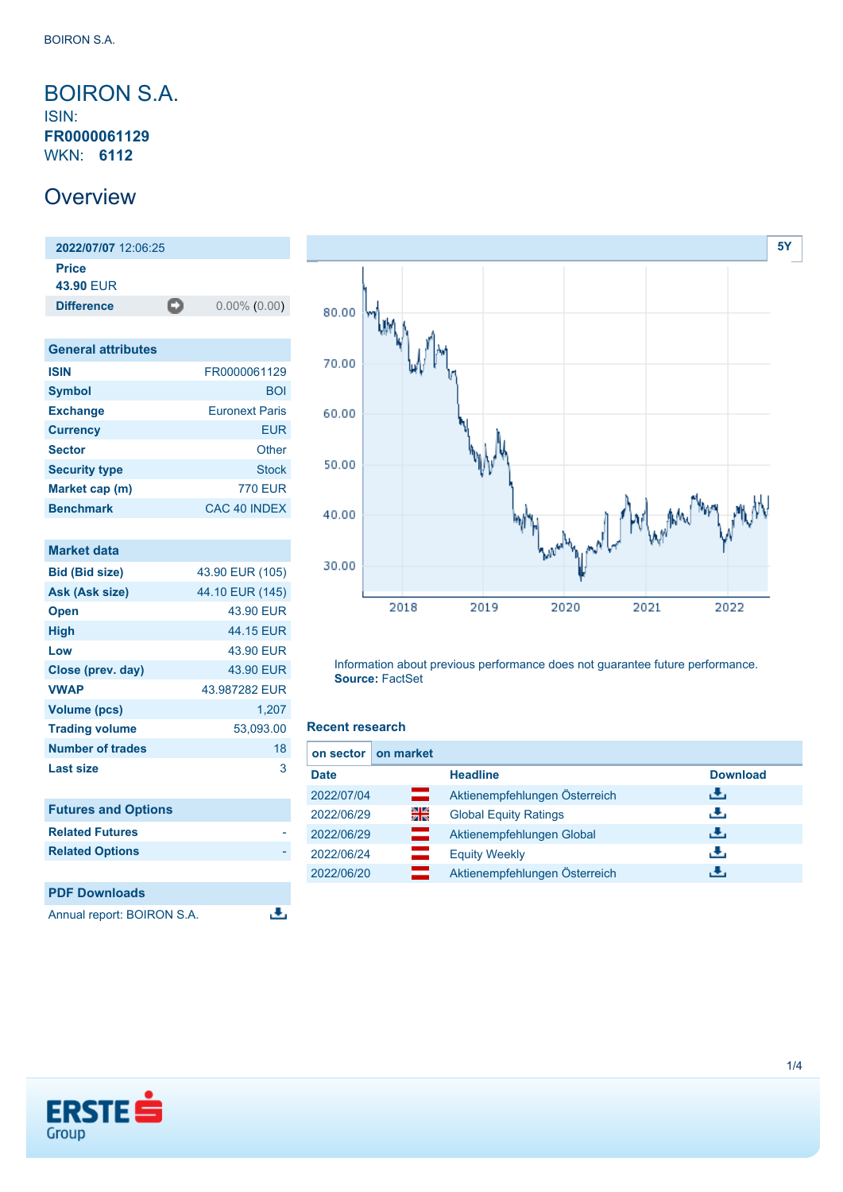# BOIRON S.A.

ISIN: **FR0000061129**

WKN: **6112**

## Overview

| 2022/07/07 12:06:25 | |
|---|---|
| **Price** | |
| **43.90** EUR | |
| **Difference** | 0.00% (0.00) |

| General attributes | |
|---|---|
| **ISIN** | FR0000061129 |
| **Symbol** | BOI |
| **Exchange** | Euronext Paris |
| **Currency** | EUR |
| **Sector** | Other |
| **Security type** | Stock |
| **Market cap (m)** | 770 EUR |
| **Benchmark** | CAC 40 INDEX |

| Market data | |
|---|---|
| **Bid (Bid size)** | 43.90 EUR (105) |
| **Ask (Ask size)** | 44.10 EUR (145) |
| **Open** | 43.90 EUR |
| **High** | 44.15 EUR |
| **Low** | 43.90 EUR |
| **Close (prev. day)** | 43.90 EUR |
| **VWAP** | 43.987282 EUR |
| **Volume (pcs)** | 1,207 |
| **Trading volume** | 53,093.00 |
| **Number of trades** | 18 |
| **Last size** | 3 |

| Futures and Options | |
|---|---|
| **Related Futures** | - |
| **Related Options** | - |

| PDF Downloads |
|---|
| Annual report: BOIRON S.A. |

Information about previous performance does not guarantee future performance.
**Source:** FactSet

### Recent research

| Date | Headline | Download |
|---|---|---|
| 2022/07/04 | Aktienempfehlungen Österreich | |
| 2022/06/29 | Global Equity Ratings | |
| 2022/06/29 | Aktienempfehlungen Global | |
| 2022/06/24 | Equity Weekly | |
| 2022/06/20 | Aktienempfehlungen Österreich | |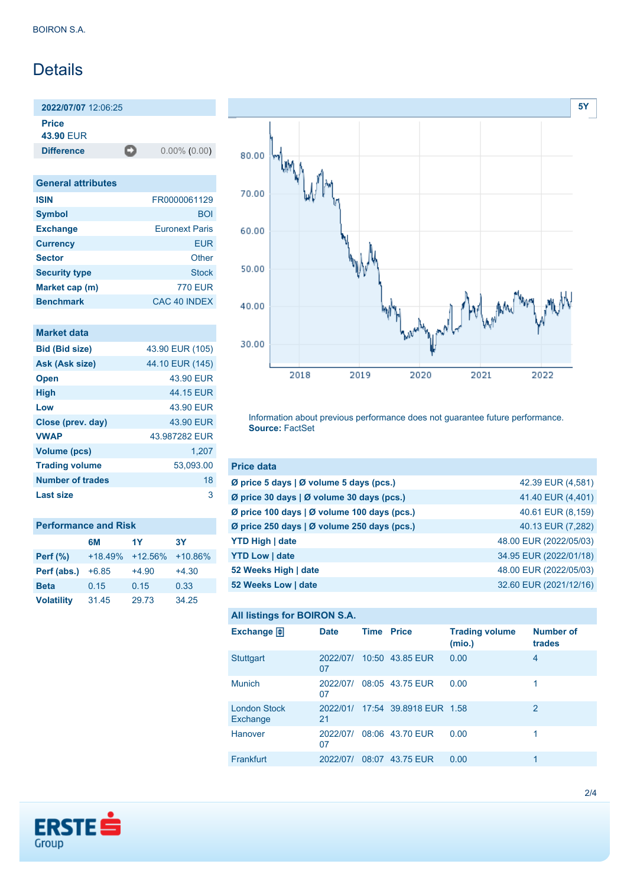BOIRON S.A.

# Details

**2022/07/07** 12:06:25

**Price**
**43.90** EUR

| **Difference** | 0.00% (0.00) |
|---|---|

## General attributes

| | |
|---|---|
| **ISIN** | FR0000061129 |
| **Symbol** | BOI |
| **Exchange** | Euronext Paris |
| **Currency** | EUR |
| **Sector** | Other |
| **Security type** | Stock |
| **Market cap (m)** | 770 EUR |
| **Benchmark** | CAC 40 INDEX |

## Market data

| | |
|---|---|
| **Bid (Bid size)** | 43.90 EUR (105) |
| **Ask (Ask size)** | 44.10 EUR (145) |
| **Open** | 43.90 EUR |
| **High** | 44.15 EUR |
| **Low** | 43.90 EUR |
| **Close (prev. day)** | 43.90 EUR |
| **VWAP** | 43.987282 EUR |
| **Volume (pcs)** | 1,207 |
| **Trading volume** | 53,093.00 |
| **Number of trades** | 18 |
| **Last size** | 3 |

## Performance and Risk

| | 6M | 1Y | 3Y |
|---|---|---|---|
| **Perf (%)** | +18.49% | +12.56% | +10.86% |
| **Perf (abs.)** | +6.85 | +4.90 | +4.30 |
| **Beta** | 0.15 | 0.15 | 0.33 |
| **Volatility** | 31.45 | 29.73 | 34.25 |

Information about previous performance does not guarantee future performance.
**Source:** FactSet

## Price data

| | |
|---|---|
| **Ø price 5 days \| Ø volume 5 days (pcs.)** | 42.39 EUR (4,581) |
| **Ø price 30 days \| Ø volume 30 days (pcs.)** | 41.40 EUR (4,401) |
| **Ø price 100 days \| Ø volume 100 days (pcs.)** | 40.61 EUR (8,159) |
| **Ø price 250 days \| Ø volume 250 days (pcs.)** | 40.13 EUR (7,282) |
| **YTD High \| date** | 48.00 EUR (2022/05/03) |
| **YTD Low \| date** | 34.95 EUR (2022/01/18) |
| **52 Weeks High \| date** | 48.00 EUR (2022/05/03) |
| **52 Weeks Low \| date** | 32.60 EUR (2021/12/16) |

## All listings for BOIRON S.A.

| Exchange | Date | Time | Price | Trading volume (mio.) | Number of trades |
|---|---|---|---|---|---|
| Stuttgart | 2022/07/07 | 10:50 | 43.85 EUR | 0.00 | 4 |
| Munich | 2022/07/07 | 08:05 | 43.75 EUR | 0.00 | 1 |
| London Stock Exchange | 2022/01/21 | 17:54 | 39.8918 EUR | 1.58 | 2 |
| Hanover | 2022/07/07 | 08:06 | 43.70 EUR | 0.00 | 1 |
| Frankfurt | 2022/07/ | 08:07 | 43.75 EUR | 0.00 | 1 |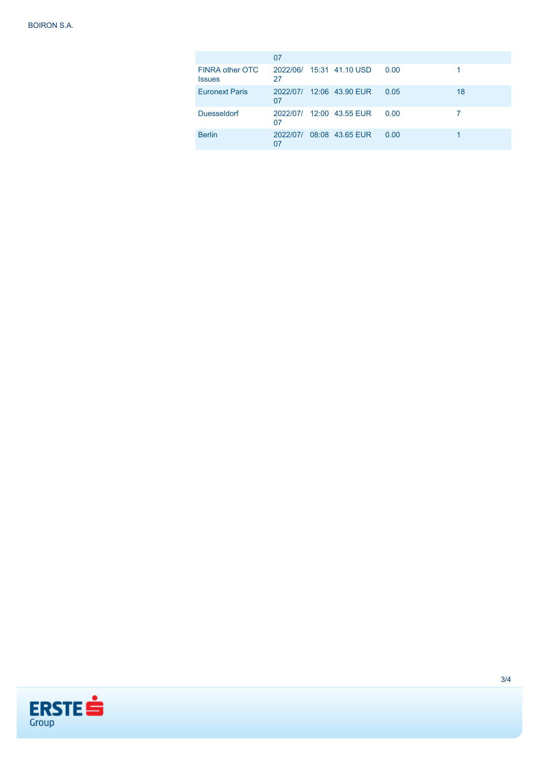| | | | | | |
|---|---|---|---|---|---|
| | 07 | | | | |
| FINRA other OTC Issues | 2022/06/27 | 15:31 | 41.10 USD | 0.00 | 1 |
| Euronext Paris | 2022/07/07 | 12:06 | 43.90 EUR | 0.05 | 18 |
| Duesseldorf | 2022/07/07 | 12:00 | 43.55 EUR | 0.00 | 7 |
| Berlin | 2022/07/07 | 08:08 | 43.65 EUR | 0.00 | 1 |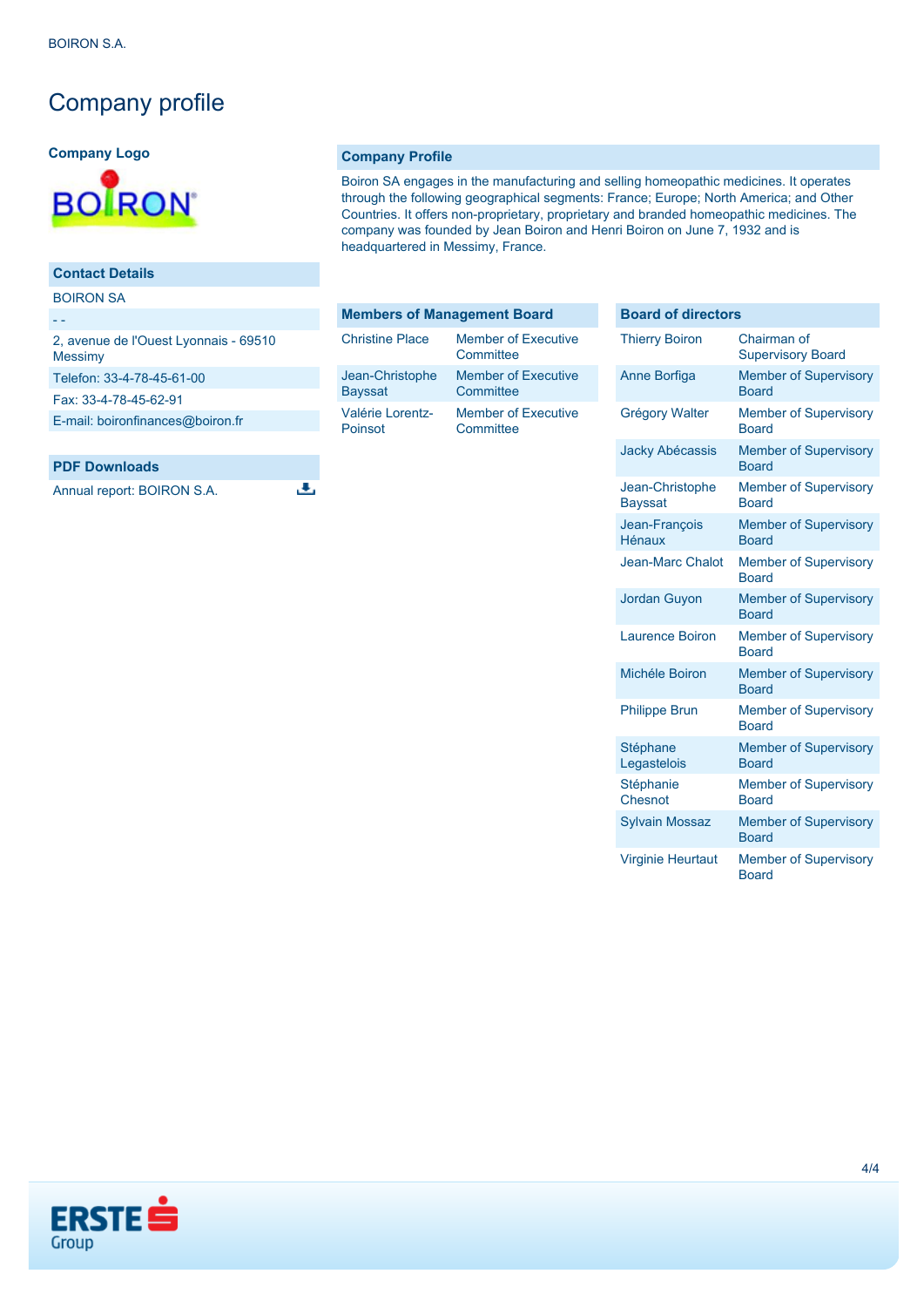# Company profile

### Company Logo

### Company Profile

Boiron SA engages in the manufacturing and selling homeopathic medicines. It operates through the following geographical segments: France; Europe; North America; and Other Countries. It offers non-proprietary, proprietary and branded homeopathic medicines. The company was founded by Jean Boiron and Henri Boiron on June 7, 1932 and is headquartered in Messimy, France.

### Contact Details

BOIRON SA

- -

2, avenue de l'Ouest Lyonnais - 69510 Messimy

Telefon: 33-4-78-45-61-00

Fax: 33-4-78-45-62-91

E-mail: boironfinances@boiron.fr

### PDF Downloads

Annual report: BOIRON S.A.

### Members of Management Board

| | |
|---|---|
| Christine Place | Member of Executive Committee |
| Jean-Christophe Bayssat | Member of Executive Committee |
| Valérie Lorentz-Poinsot | Member of Executive Committee |

### Board of directors

| | |
|---|---|
| Thierry Boiron | Chairman of Supervisory Board |
| Anne Borfiga | Member of Supervisory Board |
| Grégory Walter | Member of Supervisory Board |
| Jacky Abécassis | Member of Supervisory Board |
| Jean-Christophe Bayssat | Member of Supervisory Board |
| Jean-François Hénaux | Member of Supervisory Board |
| Jean-Marc Chalot | Member of Supervisory Board |
| Jordan Guyon | Member of Supervisory Board |
| Laurence Boiron | Member of Supervisory Board |
| Michéle Boiron | Member of Supervisory Board |
| Philippe Brun | Member of Supervisory Board |
| Stéphane Legastelois | Member of Supervisory Board |
| Stéphanie Chesnot | Member of Supervisory Board |
| Sylvain Mossaz | Member of Supervisory Board |
| Virginie Heurtaut | Member of Supervisory Board |